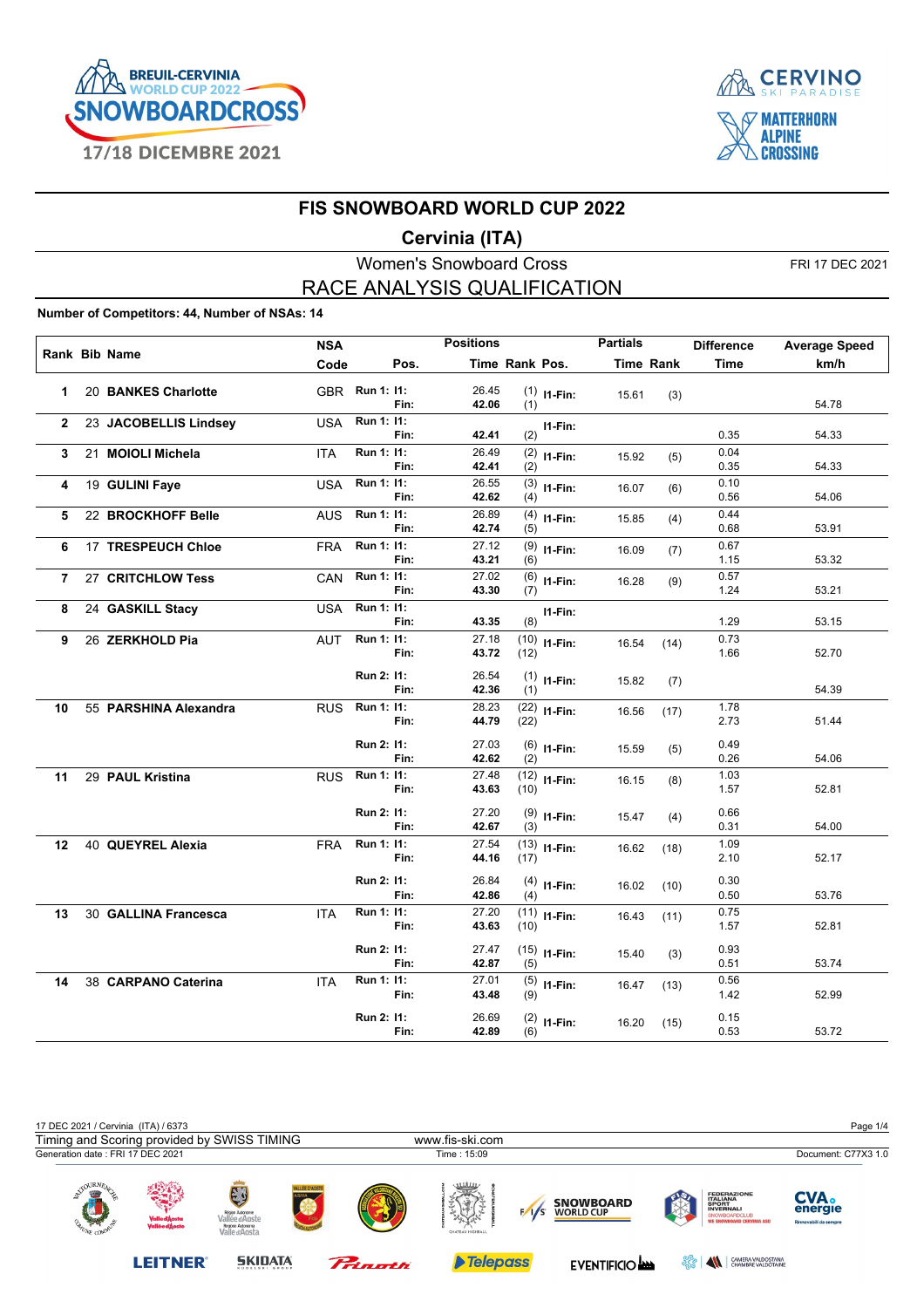# FIS SNOWBOARD WORLD CUP 2022

## Cervinia (ITA)

Women's Snowboard Cross

FRI 17 DEC 2021

## RACE ANALYSIS QUALIFICATION

**Number of Competitors: 44, Number of NSAs: 14**

| Rank | Bib | Name | NSA Code | Run | Pos. | Positions Time | Positions Rank | Pos. | Partials Time | Partials Rank | Difference Time | Average Speed km/h |
|---|---|---|---|---|---|---|---|---|---|---|---|---|
| 1 | 20 | **BANKES Charlotte** | GBR | Run 1: | I1: | 26.45 | (1) | I1-Fin: | 15.61 | (3) | | |
| | | | | | Fin: | **42.06** | (1) | | | | | 54.78 |
| 2 | 23 | **JACOBELLIS Lindsey** | USA | Run 1: | I1: | | | I1-Fin: | | | | |
| | | | | | Fin: | **42.41** | (2) | | | | 0.35 | 54.33 |
| 3 | 21 | **MOIOLI Michela** | ITA | Run 1: | I1: | 26.49 | (2) | I1-Fin: | 15.92 | (5) | 0.04 | |
| | | | | | Fin: | **42.41** | (2) | | | | 0.35 | 54.33 |
| 4 | 19 | **GULINI Faye** | USA | Run 1: | I1: | 26.55 | (3) | I1-Fin: | 16.07 | (6) | 0.10 | |
| | | | | | Fin: | **42.62** | (4) | | | | 0.56 | 54.06 |
| 5 | 22 | **BROCKHOFF Belle** | AUS | Run 1: | I1: | 26.89 | (4) | I1-Fin: | 15.85 | (4) | 0.44 | |
| | | | | | Fin: | **42.74** | (5) | | | | 0.68 | 53.91 |
| 6 | 17 | **TRESPEUCH Chloe** | FRA | Run 1: | I1: | 27.12 | (9) | I1-Fin: | 16.09 | (7) | 0.67 | |
| | | | | | Fin: | **43.21** | (6) | | | | 1.15 | 53.32 |
| 7 | 27 | **CRITCHLOW Tess** | CAN | Run 1: | I1: | 27.02 | (6) | I1-Fin: | 16.28 | (9) | 0.57 | |
| | | | | | Fin: | **43.30** | (7) | | | | 1.24 | 53.21 |
| 8 | 24 | **GASKILL Stacy** | USA | Run 1: | I1: | | | I1-Fin: | | | | |
| | | | | | Fin: | **43.35** | (8) | | | | 1.29 | 53.15 |
| 9 | 26 | **ZERKHOLD Pia** | AUT | Run 1: | I1: | 27.18 | (10) | I1-Fin: | 16.54 | (14) | 0.73 | |
| | | | | | Fin: | **43.72** | (12) | | | | 1.66 | 52.70 |
| | | | | Run 2: | I1: | 26.54 | (1) | I1-Fin: | 15.82 | (7) | | |
| | | | | | Fin: | **42.36** | (1) | | | | | 54.39 |
| 10 | 55 | **PARSHINA Alexandra** | RUS | Run 1: | I1: | 28.23 | (22) | I1-Fin: | 16.56 | (17) | 1.78 | |
| | | | | | Fin: | **44.79** | (22) | | | | 2.73 | 51.44 |
| | | | | Run 2: | I1: | 27.03 | (6) | I1-Fin: | 15.59 | (5) | 0.49 | |
| | | | | | Fin: | **42.62** | (2) | | | | 0.26 | 54.06 |
| 11 | 29 | **PAUL Kristina** | RUS | Run 1: | I1: | 27.48 | (12) | I1-Fin: | 16.15 | (8) | 1.03 | |
| | | | | | Fin: | **43.63** | (10) | | | | 1.57 | 52.81 |
| | | | | Run 2: | I1: | 27.20 | (9) | I1-Fin: | 15.47 | (4) | 0.66 | |
| | | | | | Fin: | **42.67** | (3) | | | | 0.31 | 54.00 |
| 12 | 40 | **QUEYREL Alexia** | FRA | Run 1: | I1: | 27.54 | (13) | I1-Fin: | 16.62 | (18) | 1.09 | |
| | | | | | Fin: | **44.16** | (17) | | | | 2.10 | 52.17 |
| | | | | Run 2: | I1: | 26.84 | (4) | I1-Fin: | 16.02 | (10) | 0.30 | |
| | | | | | Fin: | **42.86** | (4) | | | | 0.50 | 53.76 |
| 13 | 30 | **GALLINA Francesca** | ITA | Run 1: | I1: | 27.20 | (11) | I1-Fin: | 16.43 | (11) | 0.75 | |
| | | | | | Fin: | **43.63** | (10) | | | | 1.57 | 52.81 |
| | | | | Run 2: | I1: | 27.47 | (15) | I1-Fin: | 15.40 | (3) | 0.93 | |
| | | | | | Fin: | **42.87** | (5) | | | | 0.51 | 53.74 |
| 14 | 38 | **CARPANO Caterina** | ITA | Run 1: | I1: | 27.01 | (5) | I1-Fin: | 16.47 | (13) | 0.56 | |
| | | | | | Fin: | **43.48** | (9) | | | | 1.42 | 52.99 |
| | | | | Run 2: | I1: | 26.69 | (2) | I1-Fin: | 16.20 | (15) | 0.15 | |
| | | | | | Fin: | **42.89** | (6) | | | | 0.53 | 53.72 |

17 DEC 2021 / Cervinia (ITA) / 6373

Timing and Scoring provided by SWISS TIMING — www.fis-ski.com

Generation date : FRI 17 DEC 2021 — Time : 15:09 — Document: C77X3 1.0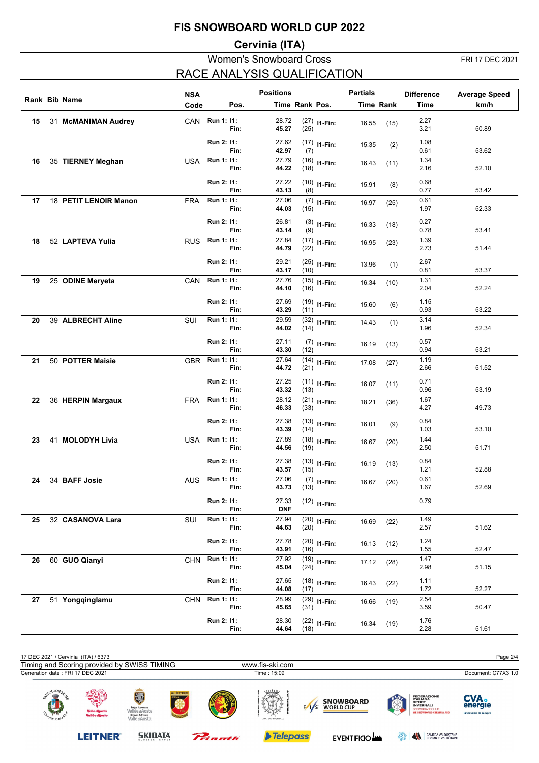# FIS SNOWBOARD WORLD CUP 2022

## Cervinia (ITA)

### Women's Snowboard Cross

FRI 17 DEC 2021

## RACE ANALYSIS QUALIFICATION

| Rank | Bib | Name | NSA Code | Pos. | | Positions Time | Positions Rank | Pos. | Partials Time | Partials Rank | Difference Time | Average Speed km/h |
|---|---|---|---|---|---|---|---|---|---|---|---|---|
| 15 | 31 | **McMANIMAN Audrey** | CAN | Run 1: | I1: | 28.72 | (27) | I1-Fin: | 16.55 | (15) | 2.27 | |
| | | | | | Fin: | **45.27** | (25) | | | | 3.21 | 50.89 |
| | | | | Run 2: | I1: | 27.62 | (17) | I1-Fin: | 15.35 | (2) | 1.08 | |
| | | | | | Fin: | **42.97** | (7) | | | | 0.61 | 53.62 |
| 16 | 35 | **TIERNEY Meghan** | USA | Run 1: | I1: | 27.79 | (16) | I1-Fin: | 16.43 | (11) | 1.34 | |
| | | | | | Fin: | **44.22** | (18) | | | | 2.16 | 52.10 |
| | | | | Run 2: | I1: | 27.22 | (10) | I1-Fin: | 15.91 | (8) | 0.68 | |
| | | | | | Fin: | **43.13** | (8) | | | | 0.77 | 53.42 |
| 17 | 18 | **PETIT LENOIR Manon** | FRA | Run 1: | I1: | 27.06 | (7) | I1-Fin: | 16.97 | (25) | 0.61 | |
| | | | | | Fin: | **44.03** | (15) | | | | 1.97 | 52.33 |
| | | | | Run 2: | I1: | 26.81 | (3) | I1-Fin: | 16.33 | (18) | 0.27 | |
| | | | | | Fin: | **43.14** | (9) | | | | 0.78 | 53.41 |
| 18 | 52 | **LAPTEVA Yulia** | RUS | Run 1: | I1: | 27.84 | (17) | I1-Fin: | 16.95 | (23) | 1.39 | |
| | | | | | Fin: | **44.79** | (22) | | | | 2.73 | 51.44 |
| | | | | Run 2: | I1: | 29.21 | (25) | I1-Fin: | 13.96 | (1) | 2.67 | |
| | | | | | Fin: | **43.17** | (10) | | | | 0.81 | 53.37 |
| 19 | 25 | **ODINE Meryeta** | CAN | Run 1: | I1: | 27.76 | (15) | I1-Fin: | 16.34 | (10) | 1.31 | |
| | | | | | Fin: | **44.10** | (16) | | | | 2.04 | 52.24 |
| | | | | Run 2: | I1: | 27.69 | (19) | I1-Fin: | 15.60 | (6) | 1.15 | |
| | | | | | Fin: | **43.29** | (11) | | | | 0.93 | 53.22 |
| 20 | 39 | **ALBRECHT Aline** | SUI | Run 1: | I1: | 29.59 | (32) | I1-Fin: | 14.43 | (1) | 3.14 | |
| | | | | | Fin: | **44.02** | (14) | | | | 1.96 | 52.34 |
| | | | | Run 2: | I1: | 27.11 | (7) | I1-Fin: | 16.19 | (13) | 0.57 | |
| | | | | | Fin: | **43.30** | (12) | | | | 0.94 | 53.21 |
| 21 | 50 | **POTTER Maisie** | GBR | Run 1: | I1: | 27.64 | (14) | I1-Fin: | 17.08 | (27) | 1.19 | |
| | | | | | Fin: | **44.72** | (21) | | | | 2.66 | 51.52 |
| | | | | Run 2: | I1: | 27.25 | (11) | I1-Fin: | 16.07 | (11) | 0.71 | |
| | | | | | Fin: | **43.32** | (13) | | | | 0.96 | 53.19 |
| 22 | 36 | **HERPIN Margaux** | FRA | Run 1: | I1: | 28.12 | (21) | I1-Fin: | 18.21 | (36) | 1.67 | |
| | | | | | Fin: | **46.33** | (33) | | | | 4.27 | 49.73 |
| | | | | Run 2: | I1: | 27.38 | (13) | I1-Fin: | 16.01 | (9) | 0.84 | |
| | | | | | Fin: | **43.39** | (14) | | | | 1.03 | 53.10 |
| 23 | 41 | **MOLODYH Livia** | USA | Run 1: | I1: | 27.89 | (18) | I1-Fin: | 16.67 | (20) | 1.44 | |
| | | | | | Fin: | **44.56** | (19) | | | | 2.50 | 51.71 |
| | | | | Run 2: | I1: | 27.38 | (13) | I1-Fin: | 16.19 | (13) | 0.84 | |
| | | | | | Fin: | **43.57** | (15) | | | | 1.21 | 52.88 |
| 24 | 34 | **BAFF Josie** | AUS | Run 1: | I1: | 27.06 | (7) | I1-Fin: | 16.67 | (20) | 0.61 | |
| | | | | | Fin: | **43.73** | (13) | | | | 1.67 | 52.69 |
| | | | | Run 2: | I1: | 27.33 | (12) | I1-Fin: | | | 0.79 | |
| | | | | | Fin: | **DNF** | | | | | | |
| 25 | 32 | **CASANOVA Lara** | SUI | Run 1: | I1: | 27.94 | (20) | I1-Fin: | 16.69 | (22) | 1.49 | |
| | | | | | Fin: | **44.63** | (20) | | | | 2.57 | 51.62 |
| | | | | Run 2: | I1: | 27.78 | (20) | I1-Fin: | 16.13 | (12) | 1.24 | |
| | | | | | Fin: | **43.91** | (16) | | | | 1.55 | 52.47 |
| 26 | 60 | **GUO Qianyi** | CHN | Run 1: | I1: | 27.92 | (19) | I1-Fin: | 17.12 | (28) | 1.47 | |
| | | | | | Fin: | **45.04** | (24) | | | | 2.98 | 51.15 |
| | | | | Run 2: | I1: | 27.65 | (18) | I1-Fin: | 16.43 | (22) | 1.11 | |
| | | | | | Fin: | **44.08** | (17) | | | | 1.72 | 52.27 |
| 27 | 51 | **Yongqinglamu** | CHN | Run 1: | I1: | 28.99 | (29) | I1-Fin: | 16.66 | (19) | 2.54 | |
| | | | | | Fin: | **45.65** | (31) | | | | 3.59 | 50.47 |
| | | | | Run 2: | I1: | 28.30 | (22) | I1-Fin: | 16.34 | (19) | 1.76 | |
| | | | | | Fin: | **44.64** | (18) | | | | 2.28 | 51.61 |

17 DEC 2021 / Cervinia (ITA) / 6373

Timing and Scoring provided by SWISS TIMING — www.fis-ski.com

Generation date : FRI 17 DEC 2021 — Time : 15:09 — Document: C77X3 1.0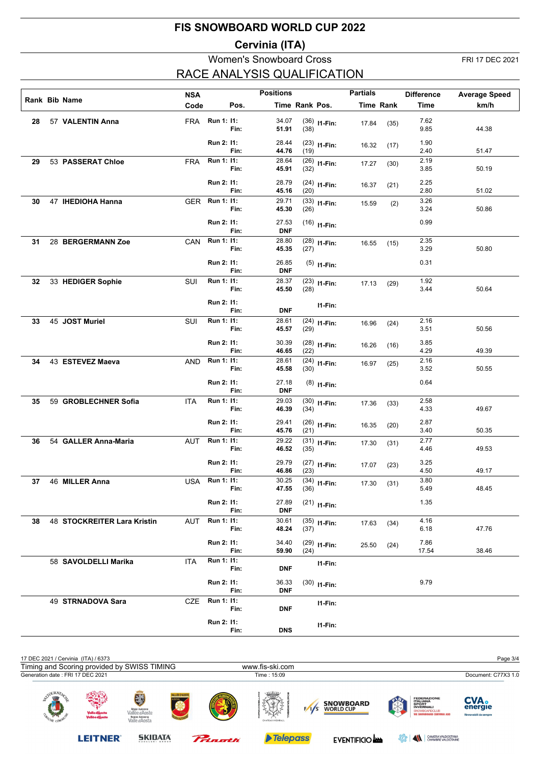# FIS SNOWBOARD WORLD CUP 2022

## Cervinia (ITA)

### Women's Snowboard Cross

FRI 17 DEC 2021

## RACE ANALYSIS QUALIFICATION

| Rank | Bib | Name | NSA Code | Pos. | | Positions Time | Rank | Pos. | Partials Time | Rank | Difference Time | Average Speed km/h |
|---|---|---|---|---|---|---|---|---|---|---|---|---|
| 28 | 57 | **VALENTIN Anna** | FRA | Run 1: | I1: | 34.07 | (36) | I1-Fin: | 17.84 | (35) | 7.62 | |
| | | | | | Fin: | **51.91** | (38) | | | | 9.85 | 44.38 |
| | | | | Run 2: | I1: | 28.44 | (23) | I1-Fin: | 16.32 | (17) | 1.90 | |
| | | | | | Fin: | **44.76** | (19) | | | | 2.40 | 51.47 |
| 29 | 53 | **PASSERAT Chloe** | FRA | Run 1: | I1: | 28.64 | (26) | I1-Fin: | 17.27 | (30) | 2.19 | |
| | | | | | Fin: | **45.91** | (32) | | | | 3.85 | 50.19 |
| | | | | Run 2: | I1: | 28.79 | (24) | I1-Fin: | 16.37 | (21) | 2.25 | |
| | | | | | Fin: | **45.16** | (20) | | | | 2.80 | 51.02 |
| 30 | 47 | **IHEDIOHA Hanna** | GER | Run 1: | I1: | 29.71 | (33) | I1-Fin: | 15.59 | (2) | 3.26 | |
| | | | | | Fin: | **45.30** | (26) | | | | 3.24 | 50.86 |
| | | | | Run 2: | I1: | 27.53 | (16) | I1-Fin: | | | 0.99 | |
| | | | | | Fin: | **DNF** | | | | | | |
| 31 | 28 | **BERGERMANN Zoe** | CAN | Run 1: | I1: | 28.80 | (28) | I1-Fin: | 16.55 | (15) | 2.35 | |
| | | | | | Fin: | **45.35** | (27) | | | | 3.29 | 50.80 |
| | | | | Run 2: | I1: | 26.85 | (5) | I1-Fin: | | | 0.31 | |
| | | | | | Fin: | **DNF** | | | | | | |
| 32 | 33 | **HEDIGER Sophie** | SUI | Run 1: | I1: | 28.37 | (23) | I1-Fin: | 17.13 | (29) | 1.92 | |
| | | | | | Fin: | **45.50** | (28) | | | | 3.44 | 50.64 |
| | | | | Run 2: | I1: | | | I1-Fin: | | | | |
| | | | | | Fin: | **DNF** | | | | | | |
| 33 | 45 | **JOST Muriel** | SUI | Run 1: | I1: | 28.61 | (24) | I1-Fin: | 16.96 | (24) | 2.16 | |
| | | | | | Fin: | **45.57** | (29) | | | | 3.51 | 50.56 |
| | | | | Run 2: | I1: | 30.39 | (28) | I1-Fin: | 16.26 | (16) | 3.85 | |
| | | | | | Fin: | **46.65** | (22) | | | | 4.29 | 49.39 |
| 34 | 43 | **ESTEVEZ Maeva** | AND | Run 1: | I1: | 28.61 | (24) | I1-Fin: | 16.97 | (25) | 2.16 | |
| | | | | | Fin: | **45.58** | (30) | | | | 3.52 | 50.55 |
| | | | | Run 2: | I1: | 27.18 | (8) | I1-Fin: | | | 0.64 | |
| | | | | | Fin: | **DNF** | | | | | | |
| 35 | 59 | **GROBLECHNER Sofia** | ITA | Run 1: | I1: | 29.03 | (30) | I1-Fin: | 17.36 | (33) | 2.58 | |
| | | | | | Fin: | **46.39** | (34) | | | | 4.33 | 49.67 |
| | | | | Run 2: | I1: | 29.41 | (26) | I1-Fin: | 16.35 | (20) | 2.87 | |
| | | | | | Fin: | **45.76** | (21) | | | | 3.40 | 50.35 |
| 36 | 54 | **GALLER Anna-Maria** | AUT | Run 1: | I1: | 29.22 | (31) | I1-Fin: | 17.30 | (31) | 2.77 | |
| | | | | | Fin: | **46.52** | (35) | | | | 4.46 | 49.53 |
| | | | | Run 2: | I1: | 29.79 | (27) | I1-Fin: | 17.07 | (23) | 3.25 | |
| | | | | | Fin: | **46.86** | (23) | | | | 4.50 | 49.17 |
| 37 | 46 | **MILLER Anna** | USA | Run 1: | I1: | 30.25 | (34) | I1-Fin: | 17.30 | (31) | 3.80 | |
| | | | | | Fin: | **47.55** | (36) | | | | 5.49 | 48.45 |
| | | | | Run 2: | I1: | 27.89 | (21) | I1-Fin: | | | 1.35 | |
| | | | | | Fin: | **DNF** | | | | | | |
| 38 | 48 | **STOCKREITER Lara Kristin** | AUT | Run 1: | I1: | 30.61 | (35) | I1-Fin: | 17.63 | (34) | 4.16 | |
| | | | | | Fin: | **48.24** | (37) | | | | 6.18 | 47.76 |
| | | | | Run 2: | I1: | 34.40 | (29) | I1-Fin: | 25.50 | (24) | 7.86 | |
| | | | | | Fin: | **59.90** | (24) | | | | 17.54 | 38.46 |
| | 58 | **SAVOLDELLI Marika** | ITA | Run 1: | I1: | | | I1-Fin: | | | | |
| | | | | | Fin: | **DNF** | | | | | | |
| | | | | Run 2: | I1: | 36.33 | (30) | I1-Fin: | | | 9.79 | |
| | | | | | Fin: | **DNF** | | | | | | |
| | 49 | **STRNADOVA Sara** | CZE | Run 1: | I1: | | | I1-Fin: | | | | |
| | | | | | Fin: | **DNF** | | | | | | |
| | | | | Run 2: | I1: | | | I1-Fin: | | | | |
| | | | | | Fin: | **DNS** | | | | | | |

17 DEC 2021 / Cervinia (ITA) / 6373

Timing and Scoring provided by SWISS TIMING — www.fis-ski.com

Generation date : FRI 17 DEC 2021 — Time : 15:09 — Document: C77X3 1.0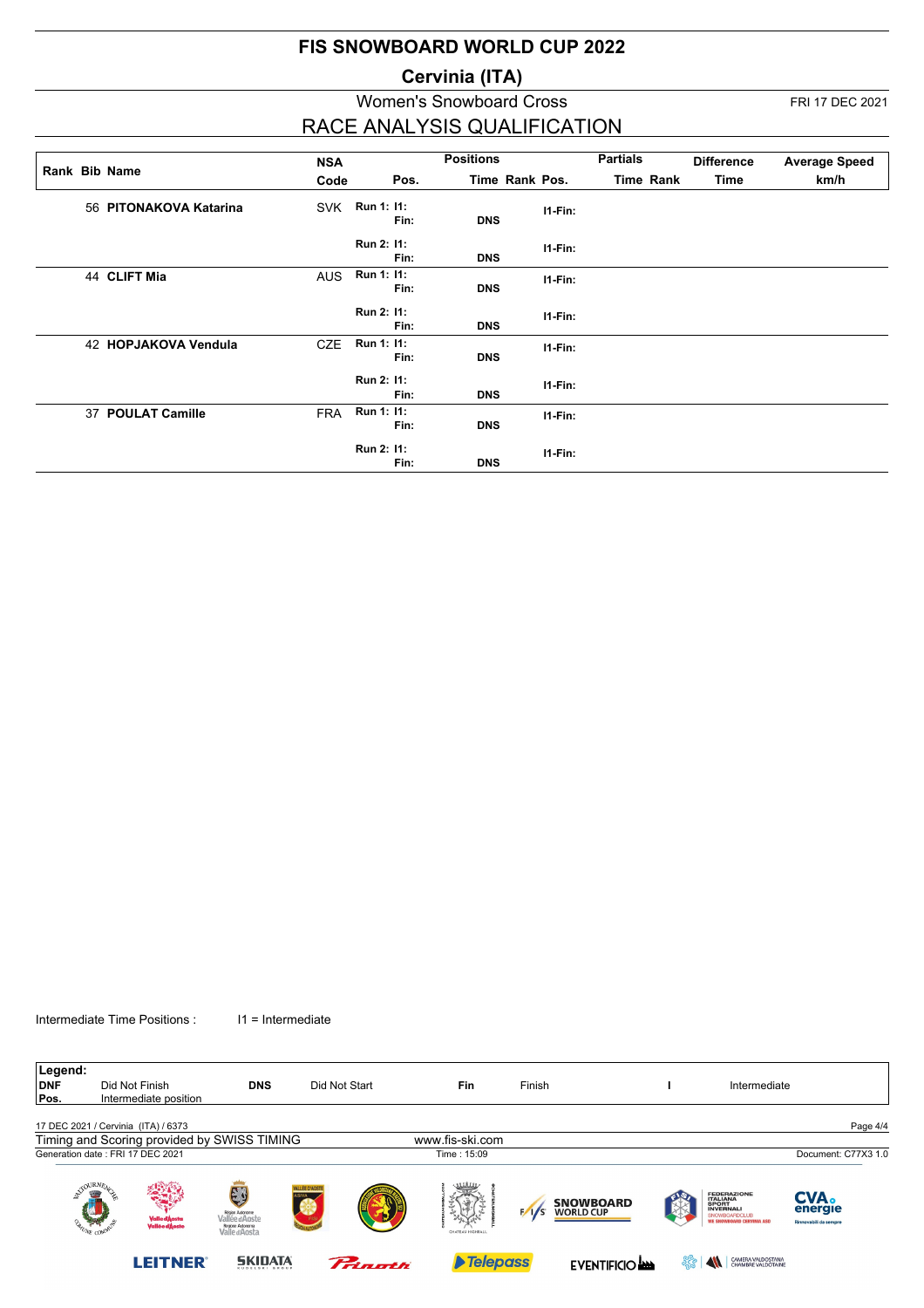# FIS SNOWBOARD WORLD CUP 2022

## Cervinia (ITA)

### Women's Snowboard Cross

FRI 17 DEC 2021

### RACE ANALYSIS QUALIFICATION

| Rank | Bib | Name | NSA Code | Pos. | | Positions Time | Rank | Pos. | Partials Time | Rank | Difference Time | Average Speed km/h |
|---|---|---|---|---|---|---|---|---|---|---|---|---|
| | 56 | **PITONAKOVA Katarina** | SVK | Run 1: | I1: | | | I1-Fin: | | | | |
| | | | | | Fin: | **DNS** | | | | | | |
| | | | | Run 2: | I1: | | | I1-Fin: | | | | |
| | | | | | Fin: | **DNS** | | | | | | |
| | 44 | **CLIFT Mia** | AUS | Run 1: | I1: | | | I1-Fin: | | | | |
| | | | | | Fin: | **DNS** | | | | | | |
| | | | | Run 2: | I1: | | | I1-Fin: | | | | |
| | | | | | Fin: | **DNS** | | | | | | |
| | 42 | **HOPJAKOVA Vendula** | CZE | Run 1: | I1: | | | I1-Fin: | | | | |
| | | | | | Fin: | **DNS** | | | | | | |
| | | | | Run 2: | I1: | | | I1-Fin: | | | | |
| | | | | | Fin: | **DNS** | | | | | | |
| | 37 | **POULAT Camille** | FRA | Run 1: | I1: | | | I1-Fin: | | | | |
| | | | | | Fin: | **DNS** | | | | | | |
| | | | | Run 2: | I1: | | | I1-Fin: | | | | |
| | | | | | Fin: | **DNS** | | | | | | |

Intermediate Time Positions : I1 = Intermediate

**Legend:**

| | | | | | | | |
|---|---|---|---|---|---|---|---|
| **DNF** | Did Not Finish | **DNS** | Did Not Start | **Fin** | Finish | **I** | Intermediate |
| **Pos.** | Intermediate position | | | | | | |

17 DEC 2021 / Cervinia (ITA) / 6373

Timing and Scoring provided by SWISS TIMING

www.fis-ski.com

Generation date : FRI 17 DEC 2021

Time : 15:09

Document: C77X3 1.0